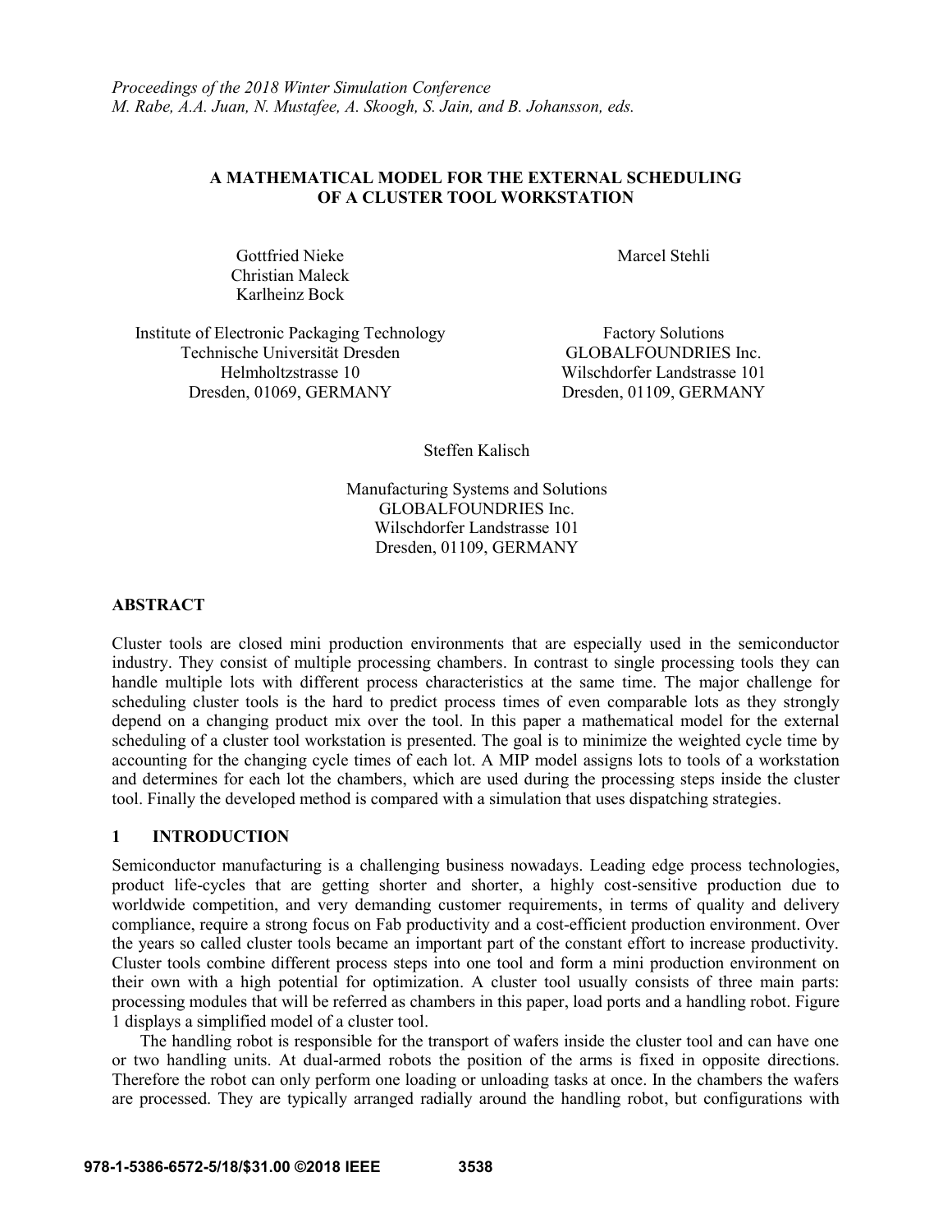*Proceedings of the 2018 Winter Simulation Conference*
*M. Rabe, A.A. Juan, N. Mustafee, A. Skoogh, S. Jain, and B. Johansson, eds.*

# A MATHEMATICAL MODEL FOR THE EXTERNAL SCHEDULING OF A CLUSTER TOOL WORKSTATION

Gottfried Nieke
Christian Maleck
Karlheinz Bock

Institute of Electronic Packaging Technology
Technische Universität Dresden
Helmholtzstrasse 10
Dresden, 01069, GERMANY

Marcel Stehli

Factory Solutions
GLOBALFOUNDRIES Inc.
Wilschdorfer Landstrasse 101
Dresden, 01109, GERMANY

Steffen Kalisch

Manufacturing Systems and Solutions
GLOBALFOUNDRIES Inc.
Wilschdorfer Landstrasse 101
Dresden, 01109, GERMANY

## ABSTRACT

Cluster tools are closed mini production environments that are especially used in the semiconductor industry. They consist of multiple processing chambers. In contrast to single processing tools they can handle multiple lots with different process characteristics at the same time. The major challenge for scheduling cluster tools is the hard to predict process times of even comparable lots as they strongly depend on a changing product mix over the tool. In this paper a mathematical model for the external scheduling of a cluster tool workstation is presented. The goal is to minimize the weighted cycle time by accounting for the changing cycle times of each lot. A MIP model assigns lots to tools of a workstation and determines for each lot the chambers, which are used during the processing steps inside the cluster tool. Finally the developed method is compared with a simulation that uses dispatching strategies.

## 1 INTRODUCTION

Semiconductor manufacturing is a challenging business nowadays. Leading edge process technologies, product life-cycles that are getting shorter and shorter, a highly cost-sensitive production due to worldwide competition, and very demanding customer requirements, in terms of quality and delivery compliance, require a strong focus on Fab productivity and a cost-efficient production environment. Over the years so called cluster tools became an important part of the constant effort to increase productivity. Cluster tools combine different process steps into one tool and form a mini production environment on their own with a high potential for optimization. A cluster tool usually consists of three main parts: processing modules that will be referred as chambers in this paper, load ports and a handling robot. Figure 1 displays a simplified model of a cluster tool.

The handling robot is responsible for the transport of wafers inside the cluster tool and can have one or two handling units. At dual-armed robots the position of the arms is fixed in opposite directions. Therefore the robot can only perform one loading or unloading tasks at once. In the chambers the wafers are processed. They are typically arranged radially around the handling robot, but configurations with

978-1-5386-6572-5/18/$31.00 ©2018 IEEE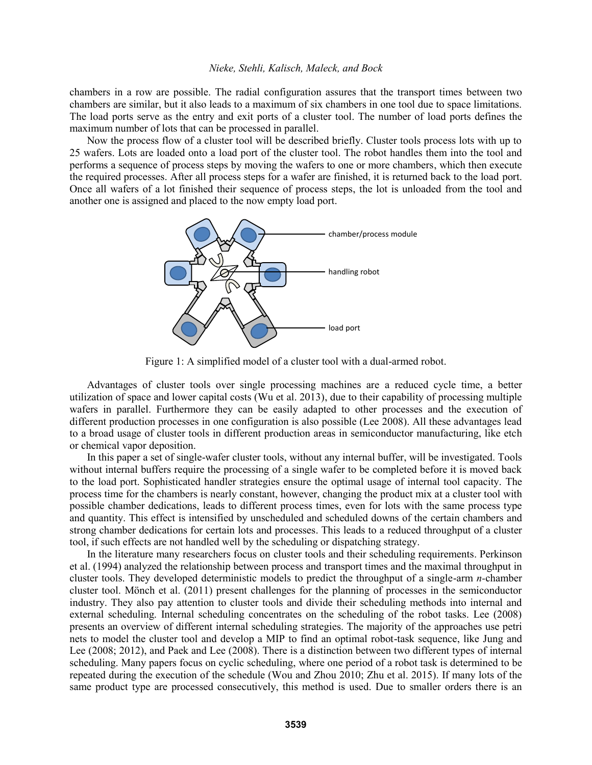chambers in a row are possible. The radial configuration assures that the transport times between two chambers are similar, but it also leads to a maximum of six chambers in one tool due to space limitations. The load ports serve as the entry and exit ports of a cluster tool. The number of load ports defines the maximum number of lots that can be processed in parallel.

Now the process flow of a cluster tool will be described briefly. Cluster tools process lots with up to 25 wafers. Lots are loaded onto a load port of the cluster tool. The robot handles them into the tool and performs a sequence of process steps by moving the wafers to one or more chambers, which then execute the required processes. After all process steps for a wafer are finished, it is returned back to the load port. Once all wafers of a lot finished their sequence of process steps, the lot is unloaded from the tool and another one is assigned and placed to the now empty load port.

Figure 1: A simplified model of a cluster tool with a dual-armed robot.

Advantages of cluster tools over single processing machines are a reduced cycle time, a better utilization of space and lower capital costs (Wu et al. 2013), due to their capability of processing multiple wafers in parallel. Furthermore they can be easily adapted to other processes and the execution of different production processes in one configuration is also possible (Lee 2008). All these advantages lead to a broad usage of cluster tools in different production areas in semiconductor manufacturing, like etch or chemical vapor deposition.

In this paper a set of single-wafer cluster tools, without any internal buffer, will be investigated. Tools without internal buffers require the processing of a single wafer to be completed before it is moved back to the load port. Sophisticated handler strategies ensure the optimal usage of internal tool capacity. The process time for the chambers is nearly constant, however, changing the product mix at a cluster tool with possible chamber dedications, leads to different process times, even for lots with the same process type and quantity. This effect is intensified by unscheduled and scheduled downs of the certain chambers and strong chamber dedications for certain lots and processes. This leads to a reduced throughput of a cluster tool, if such effects are not handled well by the scheduling or dispatching strategy.

In the literature many researchers focus on cluster tools and their scheduling requirements. Perkinson et al. (1994) analyzed the relationship between process and transport times and the maximal throughput in cluster tools. They developed deterministic models to predict the throughput of a single-arm *n*-chamber cluster tool. Mönch et al. (2011) present challenges for the planning of processes in the semiconductor industry. They also pay attention to cluster tools and divide their scheduling methods into internal and external scheduling. Internal scheduling concentrates on the scheduling of the robot tasks. Lee (2008) presents an overview of different internal scheduling strategies. The majority of the approaches use petri nets to model the cluster tool and develop a MIP to find an optimal robot-task sequence, like Jung and Lee (2008; 2012), and Paek and Lee (2008). There is a distinction between two different types of internal scheduling. Many papers focus on cyclic scheduling, where one period of a robot task is determined to be repeated during the execution of the schedule (Wou and Zhou 2010; Zhu et al. 2015). If many lots of the same product type are processed consecutively, this method is used. Due to smaller orders there is an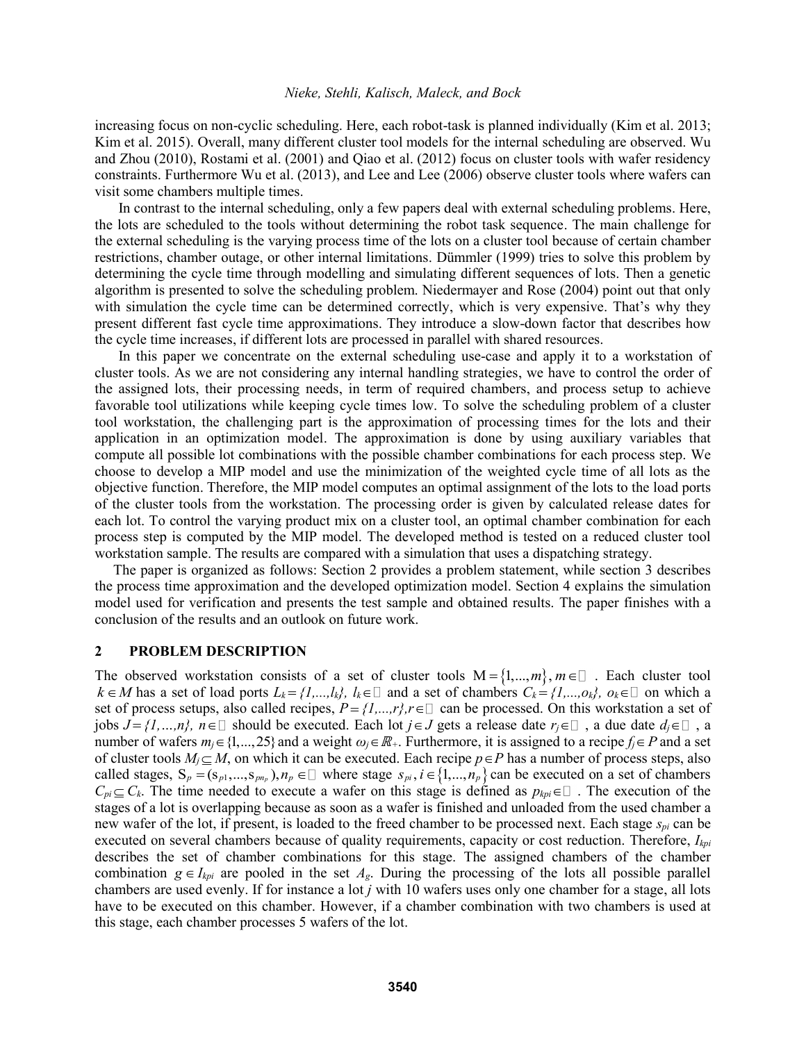increasing focus on non-cyclic scheduling. Here, each robot-task is planned individually (Kim et al. 2013; Kim et al. 2015). Overall, many different cluster tool models for the internal scheduling are observed. Wu and Zhou (2010), Rostami et al. (2001) and Qiao et al. (2012) focus on cluster tools with wafer residency constraints. Furthermore Wu et al. (2013), and Lee and Lee (2006) observe cluster tools where wafers can visit some chambers multiple times.

In contrast to the internal scheduling, only a few papers deal with external scheduling problems. Here, the lots are scheduled to the tools without determining the robot task sequence. The main challenge for the external scheduling is the varying process time of the lots on a cluster tool because of certain chamber restrictions, chamber outage, or other internal limitations. Dümmler (1999) tries to solve this problem by determining the cycle time through modelling and simulating different sequences of lots. Then a genetic algorithm is presented to solve the scheduling problem. Niedermayer and Rose (2004) point out that only with simulation the cycle time can be determined correctly, which is very expensive. That's why they present different fast cycle time approximations. They introduce a slow-down factor that describes how the cycle time increases, if different lots are processed in parallel with shared resources.

In this paper we concentrate on the external scheduling use-case and apply it to a workstation of cluster tools. As we are not considering any internal handling strategies, we have to control the order of the assigned lots, their processing needs, in term of required chambers, and process setup to achieve favorable tool utilizations while keeping cycle times low. To solve the scheduling problem of a cluster tool workstation, the challenging part is the approximation of processing times for the lots and their application in an optimization model. The approximation is done by using auxiliary variables that compute all possible lot combinations with the possible chamber combinations for each process step. We choose to develop a MIP model and use the minimization of the weighted cycle time of all lots as the objective function. Therefore, the MIP model computes an optimal assignment of the lots to the load ports of the cluster tools from the workstation. The processing order is given by calculated release dates for each lot. To control the varying product mix on a cluster tool, an optimal chamber combination for each process step is computed by the MIP model. The developed method is tested on a reduced cluster tool workstation sample. The results are compared with a simulation that uses a dispatching strategy.

The paper is organized as follows: Section 2 provides a problem statement, while section 3 describes the process time approximation and the developed optimization model. Section 4 explains the simulation model used for verification and presents the test sample and obtained results. The paper finishes with a conclusion of the results and an outlook on future work.

## 2 PROBLEM DESCRIPTION

The observed workstation consists of a set of cluster tools $M = \{1,...,m\}, m \in \mathbb{N}$. Each cluster tool $k \in M$ has a set of load ports $L_k = \{1,...,l_k\}$, $l_k \in \mathbb{N}$ and a set of chambers $C_k = \{1,...,o_k\}$, $o_k \in \mathbb{N}$ on which a set of process setups, also called recipes, $P = \{1,...,r\}, r \in \mathbb{N}$ can be processed. On this workstation a set of jobs $J = \{1,...,n\}$, $n \in \mathbb{N}$ should be executed. Each lot $j \in J$ gets a release date $r_j \in \mathbb{N}$, a due date $d_j \in \mathbb{N}$, a number of wafers $m_j \in \{1,...,25\}$ and a weight $\omega_j \in \mathbb{R}_+$. Furthermore, it is assigned to a recipe $f_j \in P$ and a set of cluster tools $M_j \subseteq M$, on which it can be executed. Each recipe $p \in P$ has a number of process steps, also called stages, $S_p = (s_{p1},...,s_{pn_p}), n_p \in \mathbb{N}$ where stage $s_{pi}, i \in \{1,...,n_p\}$ can be executed on a set of chambers $C_{pi} \subseteq C_k$. The time needed to execute a wafer on this stage is defined as $p_{kpi} \in \mathbb{N}$. The execution of the stages of a lot is overlapping because as soon as a wafer is finished and unloaded from the used chamber a new wafer of the lot, if present, is loaded to the freed chamber to be processed next. Each stage $s_{pi}$ can be executed on several chambers because of quality requirements, capacity or cost reduction. Therefore, $I_{kpi}$ describes the set of chamber combinations for this stage. The assigned chambers of the chamber combination $g \in I_{kpi}$ are pooled in the set $A_g$. During the processing of the lots all possible parallel chambers are used evenly. If for instance a lot $j$ with 10 wafers uses only one chamber for a stage, all lots have to be executed on this chamber. However, if a chamber combination with two chambers is used at this stage, each chamber processes 5 wafers of the lot.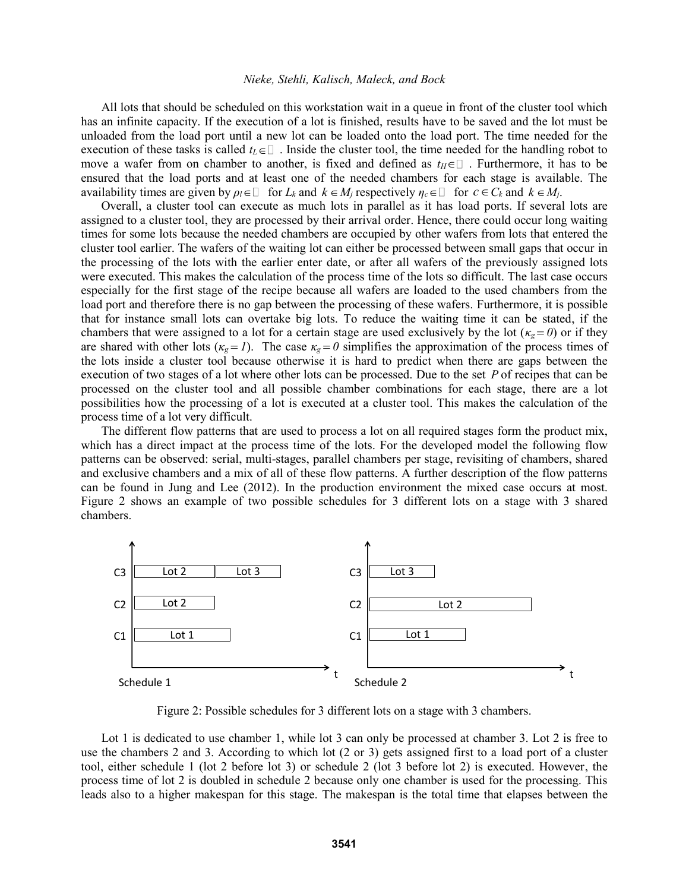All lots that should be scheduled on this workstation wait in a queue in front of the cluster tool which has an infinite capacity. If the execution of a lot is finished, results have to be saved and the lot must be unloaded from the load port until a new lot can be loaded onto the load port. The time needed for the execution of these tasks is called $t_L \in \mathbb{N}$. Inside the cluster tool, the time needed for the handling robot to move a wafer from on chamber to another, is fixed and defined as $t_H \in \mathbb{N}$. Furthermore, it has to be ensured that the load ports and at least one of the needed chambers for each stage is available. The availability times are given by $\rho_l \in \mathbb{N}$ for $L_k$ and $k \in M_j$ respectively $\eta_c \in \mathbb{N}$ for $c \in C_k$ and $k \in M_j$.

Overall, a cluster tool can execute as much lots in parallel as it has load ports. If several lots are assigned to a cluster tool, they are processed by their arrival order. Hence, there could occur long waiting times for some lots because the needed chambers are occupied by other wafers from lots that entered the cluster tool earlier. The wafers of the waiting lot can either be processed between small gaps that occur in the processing of the lots with the earlier enter date, or after all wafers of the previously assigned lots were executed. This makes the calculation of the process time of the lots so difficult. The last case occurs especially for the first stage of the recipe because all wafers are loaded to the used chambers from the load port and therefore there is no gap between the processing of these wafers. Furthermore, it is possible that for instance small lots can overtake big lots. To reduce the waiting time it can be stated, if the chambers that were assigned to a lot for a certain stage are used exclusively by the lot ($\kappa_g = 0$) or if they are shared with other lots ($\kappa_g = 1$). The case $\kappa_g = 0$ simplifies the approximation of the process times of the lots inside a cluster tool because otherwise it is hard to predict when there are gaps between the execution of two stages of a lot where other lots can be processed. Due to the set $P$ of recipes that can be processed on the cluster tool and all possible chamber combinations for each stage, there are a lot possibilities how the processing of a lot is executed at a cluster tool. This makes the calculation of the process time of a lot very difficult.

The different flow patterns that are used to process a lot on all required stages form the product mix, which has a direct impact at the process time of the lots. For the developed model the following flow patterns can be observed: serial, multi-stages, parallel chambers per stage, revisiting of chambers, shared and exclusive chambers and a mix of all of these flow patterns. A further description of the flow patterns can be found in Jung and Lee (2012). In the production environment the mixed case occurs at most. Figure 2 shows an example of two possible schedules for 3 different lots on a stage with 3 shared chambers.

Figure 2: Possible schedules for 3 different lots on a stage with 3 chambers.

Lot 1 is dedicated to use chamber 1, while lot 3 can only be processed at chamber 3. Lot 2 is free to use the chambers 2 and 3. According to which lot (2 or 3) gets assigned first to a load port of a cluster tool, either schedule 1 (lot 2 before lot 3) or schedule 2 (lot 3 before lot 2) is executed. However, the process time of lot 2 is doubled in schedule 2 because only one chamber is used for the processing. This leads also to a higher makespan for this stage. The makespan is the total time that elapses between the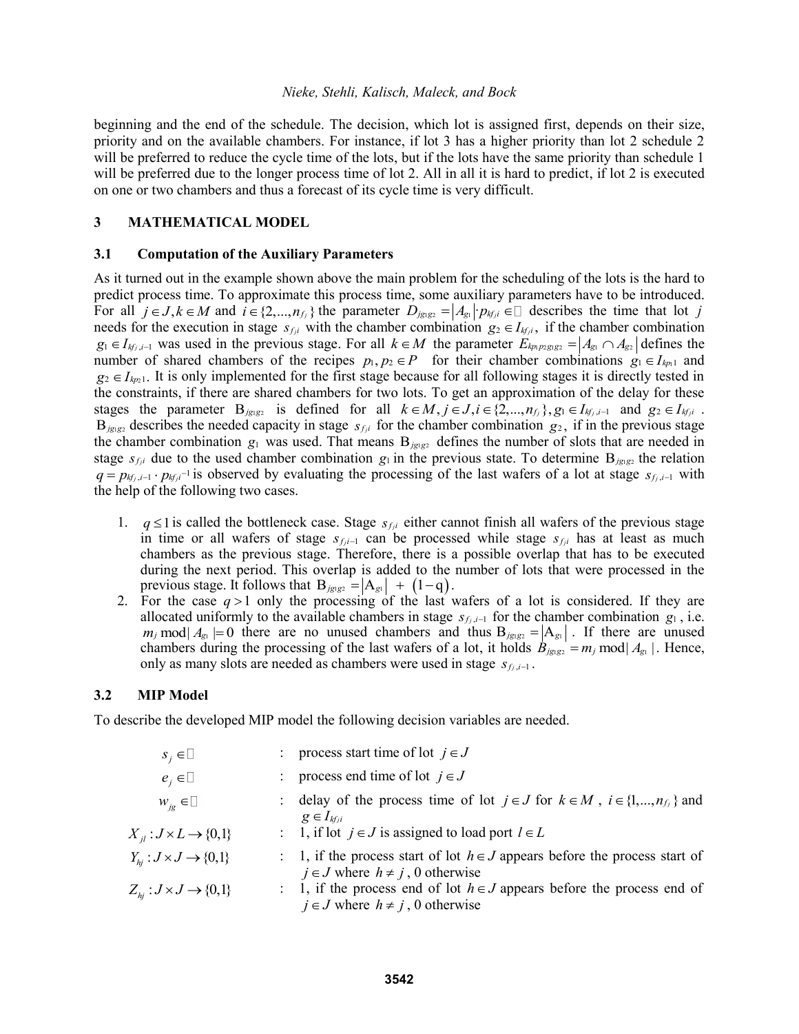beginning and the end of the schedule. The decision, which lot is assigned first, depends on their size, priority and on the available chambers. For instance, if lot 3 has a higher priority than lot 2 schedule 2 will be preferred to reduce the cycle time of the lots, but if the lots have the same priority than schedule 1 will be preferred due to the longer process time of lot 2. All in all it is hard to predict, if lot 2 is executed on one or two chambers and thus a forecast of its cycle time is very difficult.

## 3 MATHEMATICAL MODEL

### 3.1 Computation of the Auxiliary Parameters

As it turned out in the example shown above the main problem for the scheduling of the lots is the hard to predict process time. To approximate this process time, some auxiliary parameters have to be introduced. For all $j \in J, k \in M$ and $i \in \{2,...,n_{f_j}\}$ the parameter $D_{jg_1g_2} = |A_{g_1}| \cdot p_{kf_ji} \in \mathbb{N}$ describes the time that lot $j$ needs for the execution in stage $s_{f_ji}$ with the chamber combination $g_2 \in I_{kf_ji}$, if the chamber combination $g_1 \in I_{kf_j,i-1}$ was used in the previous stage. For all $k \in M$ the parameter $E_{kp_1p_2g_1g_2} = |A_{g_1} \cap A_{g_2}|$ defines the number of shared chambers of the recipes $p_1, p_2 \in P$ for their chamber combinations $g_1 \in I_{kp_11}$ and $g_2 \in I_{kp_21}$. It is only implemented for the first stage because for all following stages it is directly tested in the constraints, if there are shared chambers for two lots. To get an approximation of the delay for these stages the parameter $\mathrm{B}_{jg_1g_2}$ is defined for all $k \in M, j \in J, i \in \{2,...,n_{f_j}\}, g_1 \in I_{kf_j,i-1}$ and $g_2 \in I_{kf_ji}$. $\mathrm{B}_{jg_1g_2}$ describes the needed capacity in stage $s_{f_ji}$ for the chamber combination $g_2$, if in the previous stage the chamber combination $g_1$ was used. That means $\mathrm{B}_{jg_1g_2}$ defines the number of slots that are needed in stage $s_{f_ji}$ due to the used chamber combination $g_1$ in the previous state. To determine $\mathrm{B}_{jg_1g_2}$ the relation $q = p_{kf_j,i-1} \cdot p_{kf_ji}^{-1}$ is observed by evaluating the processing of the last wafers of a lot at stage $s_{f_j,i-1}$ with the help of the following two cases.

1. $q \leq 1$ is called the bottleneck case. Stage $s_{f_ji}$ either cannot finish all wafers of the previous stage in time or all wafers of stage $s_{f_ji-1}$ can be processed while stage $s_{f_ji}$ has at least as much chambers as the previous stage. Therefore, there is a possible overlap that has to be executed during the next period. This overlap is added to the number of lots that were processed in the previous stage. It follows that $\mathrm{B}_{jg_1g_2} = |\mathrm{A}_{g_1}| + (1-\mathrm{q})$.
2. For the case $q > 1$ only the processing of the last wafers of a lot is considered. If they are allocated uniformly to the available chambers in stage $s_{f_j,i-1}$ for the chamber combination $g_1$, i.e. $m_j \bmod |A_{g_1}| = 0$ there are no unused chambers and thus $\mathrm{B}_{jg_1g_2} = |\mathrm{A}_{g_1}|$. If there are unused chambers during the processing of the last wafers of a lot, it holds $B_{jg_1g_2} = m_j \bmod |A_{g_1}|$. Hence, only as many slots are needed as chambers were used in stage $s_{f_j,i-1}$.

### 3.2 MIP Model

To describe the developed MIP model the following decision variables are needed.

| | | |
|---|---|---|
| $s_j \in \mathbb{N}$ | : | process start time of lot $j \in J$ |
| $e_j \in \mathbb{N}$ | : | process end time of lot $j \in J$ |
| $w_{jg} \in \mathbb{N}$ | : | delay of the process time of lot $j \in J$ for $k \in M$, $i \in \{1,...,n_{f_j}\}$ and $g \in I_{kf_ji}$ |
| $X_{jl} : J \times L \to \{0,1\}$ | : | 1, if lot $j \in J$ is assigned to load port $l \in L$ |
| $Y_{hj} : J \times J \to \{0,1\}$ | : | 1, if the process start of lot $h \in J$ appears before the process start of $j \in J$ where $h \neq j$, 0 otherwise |
| $Z_{hj} : J \times J \to \{0,1\}$ | : | 1, if the process end of lot $h \in J$ appears before the process end of $j \in J$ where $h \neq j$, 0 otherwise |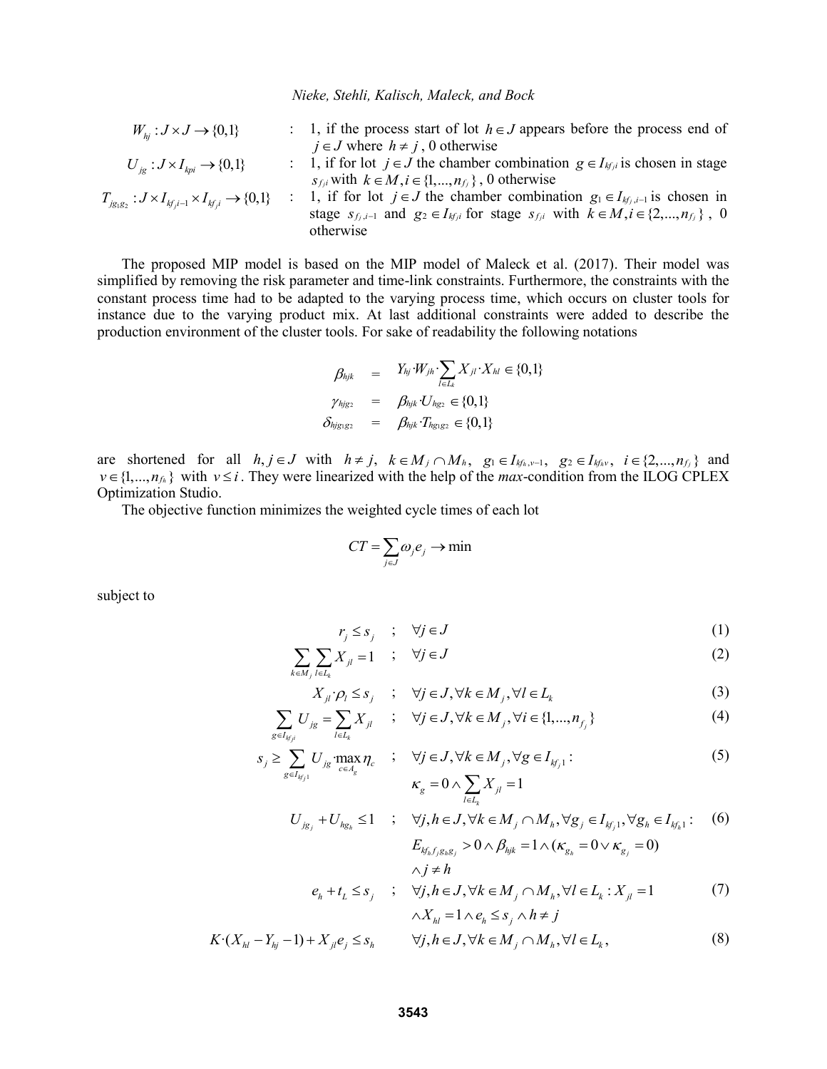$W_{hj} : J \times J \to \{0,1\}$ : 1, if the process start of lot $h \in J$ appears before the process end of $j \in J$ where $h \neq j$, 0 otherwise

$U_{jg} : J \times I_{kpi} \to \{0,1\}$ : 1, if for lot $j \in J$ the chamber combination $g \in I_{kf_j i}$ is chosen in stage $s_{f_j i}$ with $k \in M, i \in \{1,...,n_{f_j}\}$, 0 otherwise

$T_{jg_1g_2} : J \times I_{kf_j i-1} \times I_{kf_j i} \to \{0,1\}$ : 1, if for lot $j \in J$ the chamber combination $g_1 \in I_{kf_j, i-1}$ is chosen in stage $s_{f_j, i-1}$ and $g_2 \in I_{kf_j i}$ for stage $s_{f_j i}$ with $k \in M, i \in \{2,...,n_{f_j}\}$, 0 otherwise

The proposed MIP model is based on the MIP model of Maleck et al. (2017). Their model was simplified by removing the risk parameter and time-link constraints. Furthermore, the constraints with the constant process time had to be adapted to the varying process time, which occurs on cluster tools for instance due to the varying product mix. At last additional constraints were added to describe the production environment of the cluster tools. For sake of readability the following notations

$$\beta_{hjk} = Y_{hj} \cdot W_{jh} \cdot \sum_{l \in L_k} X_{jl} \cdot X_{hl} \in \{0,1\}$$

$$\gamma_{hjg_2} = \beta_{hjk} \cdot U_{hg_2} \in \{0,1\}$$

$$\delta_{hjg_1g_2} = \beta_{hjk} \cdot T_{hg_1g_2} \in \{0,1\}$$

are shortened for all $h, j \in J$ with $h \neq j$, $k \in M_j \cap M_h$, $g_1 \in I_{kf_h, v-1}$, $g_2 \in I_{kf_h v}$, $i \in \{2,...,n_{f_j}\}$ and $v \in \{1,...,n_{f_h}\}$ with $v \leq i$. They were linearized with the help of the *max*-condition from the ILOG CPLEX Optimization Studio.

The objective function minimizes the weighted cycle times of each lot

$$CT = \sum_{j \in J} \omega_j e_j \to \min$$

subject to

$$r_j \leq s_j \quad ; \quad \forall j \in J \tag{1}$$

$$\sum_{k \in M_j} \sum_{l \in L_k} X_{jl} = 1 \quad ; \quad \forall j \in J \tag{2}$$

$$X_{jl} \cdot \rho_l \leq s_j \quad ; \quad \forall j \in J, \forall k \in M_j, \forall l \in L_k \tag{3}$$

$$\sum_{g \in I_{kf_j i}} U_{jg} = \sum_{l \in L_k} X_{jl} \quad ; \quad \forall j \in J, \forall k \in M_j, \forall i \in \{1,...,n_{f_j}\} \tag{4}$$

$$s_j \geq \sum_{g \in I_{kf_j 1}} U_{jg} \cdot \max_{c \in A_g} \eta_c \quad ; \quad \forall j \in J, \forall k \in M_j, \forall g \in I_{kf_j 1} : \kappa_g = 0 \wedge \sum_{l \in L_k} X_{jl} = 1 \tag{5}$$

$$U_{jg_j} + U_{hg_h} \leq 1 \quad ; \quad \forall j, h \in J, \forall k \in M_j \cap M_h, \forall g_j \in I_{kf_j 1}, \forall g_h \in I_{kf_h 1} : E_{kf_h f_j g_h g_j} > 0 \wedge \beta_{hjk} = 1 \wedge (\kappa_{g_h} = 0 \vee \kappa_{g_j} = 0) \wedge j \neq h \tag{6}$$

$$e_h + t_L \leq s_j \quad ; \quad \forall j, h \in J, \forall k \in M_j \cap M_h, \forall l \in L_k : X_{jl} = 1 \wedge X_{hl} = 1 \wedge e_h \leq s_j \wedge h \neq j \tag{7}$$

$$K \cdot (X_{hl} - Y_{hj} - 1) + X_{jl} e_j \leq s_h \qquad \forall j, h \in J, \forall k \in M_j \cap M_h, \forall l \in L_k, \tag{8}$$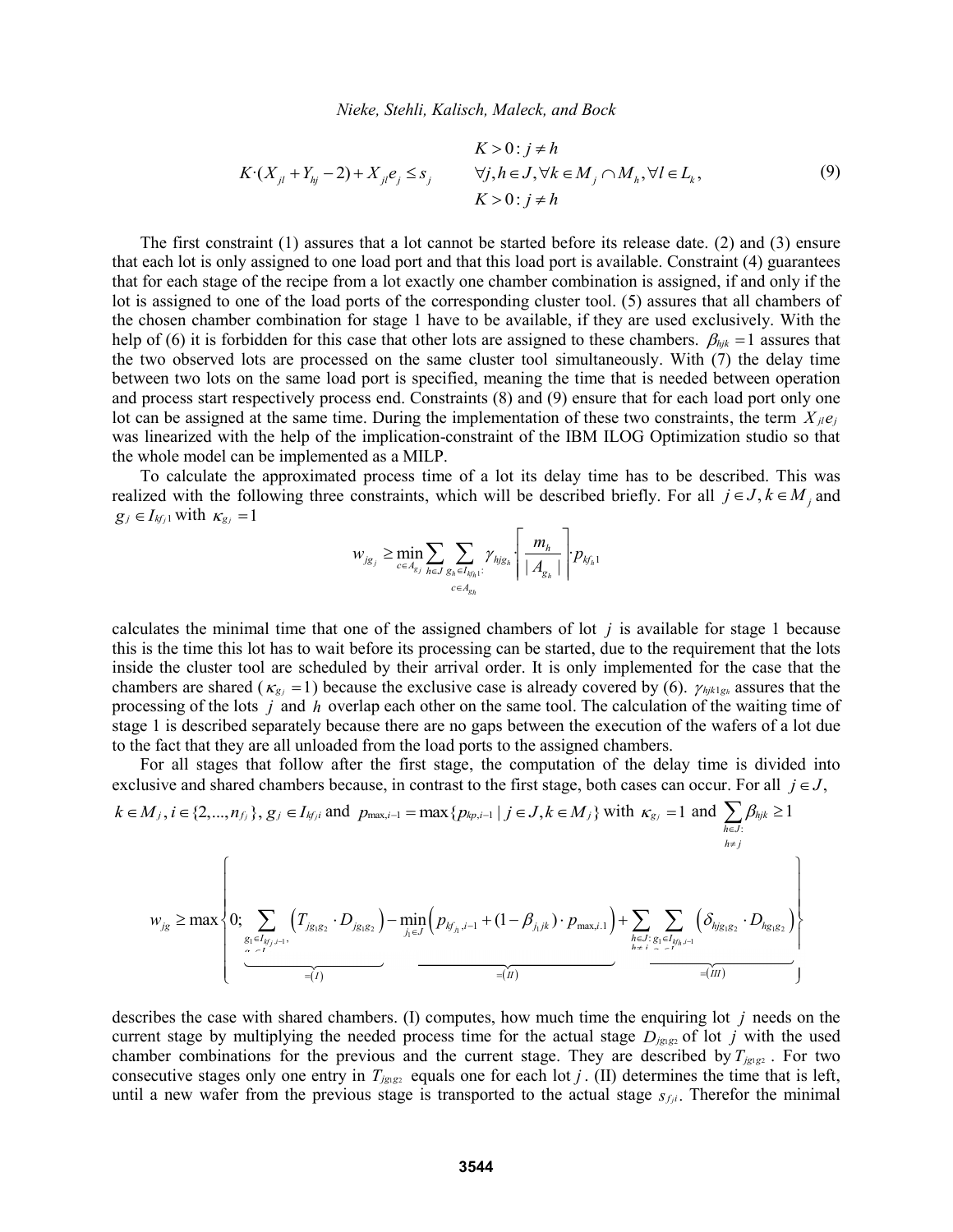$$K \cdot (X_{jl} + Y_{hj} - 2) + X_{jl} e_j \le s_j \qquad \begin{array}{c} K > 0 : j \ne h \\ \forall j,h \in J, \forall k \in M_j \cap M_h, \forall l \in L_k, \\ K > 0 : j \ne h \end{array} \tag{9}$$

The first constraint (1) assures that a lot cannot be started before its release date. (2) and (3) ensure that each lot is only assigned to one load port and that this load port is available. Constraint (4) guarantees that for each stage of the recipe from a lot exactly one chamber combination is assigned, if and only if the lot is assigned to one of the load ports of the corresponding cluster tool. (5) assures that all chambers of the chosen chamber combination for stage 1 have to be available, if they are used exclusively. With the help of (6) it is forbidden for this case that other lots are assigned to these chambers. $\beta_{hjk} = 1$ assures that the two observed lots are processed on the same cluster tool simultaneously. With (7) the delay time between two lots on the same load port is specified, meaning the time that is needed between operation and process start respectively process end. Constraints (8) and (9) ensure that for each load port only one lot can be assigned at the same time. During the implementation of these two constraints, the term $X_{jl}e_j$ was linearized with the help of the implication-constraint of the IBM ILOG Optimization studio so that the whole model can be implemented as a MILP.

To calculate the approximated process time of a lot its delay time has to be described. This was realized with the following three constraints, which will be described briefly. For all $j \in J, k \in M_j$ and $g_j \in I_{kf_j 1}$ with $\kappa_{g_j} = 1$

$$w_{jg_j} \ge \min_{c \in A_{g_j}} \sum_{h \in J} \sum_{\substack{g_h \in I_{kf_h 1}: \\ c \in A_{g_h}}} \gamma_{hjg_h} \cdot \left\lceil \frac{m_h}{|A_{g_h}|} \right\rceil \cdot p_{kf_h 1}$$

calculates the minimal time that one of the assigned chambers of lot $j$ is available for stage 1 because this is the time this lot has to wait before its processing can be started, due to the requirement that the lots inside the cluster tool are scheduled by their arrival order. It is only implemented for the case that the chambers are shared ($\kappa_{g_j} = 1$) because the exclusive case is already covered by (6). $\gamma_{hjk1g_h}$ assures that the processing of the lots $j$ and $h$ overlap each other on the same tool. The calculation of the waiting time of stage 1 is described separately because there are no gaps between the execution of the wafers of a lot due to the fact that they are all unloaded from the load ports to the assigned chambers.

For all stages that follow after the first stage, the computation of the delay time is divided into exclusive and shared chambers because, in contrast to the first stage, both cases can occur. For all $j \in J$, $k \in M_j, i \in \{2,...,n_{f_j}\}, g_j \in I_{kf_j i}$ and $p_{\max,i-1} = \max\{p_{kp,i-1} \mid j \in J, k \in M_j\}$ with $\kappa_{g_j} = 1$ and $\sum_{\substack{h \in J: \\ h \ne j}} \beta_{hjk} \ge 1$

$$w_{jg} \ge \max\left\{0; \underbrace{\sum_{\substack{g_1 \in I_{kf_j i-1}, \\ g_2 \in I}} \left(T_{jg_1g_2} \cdot D_{jg_1g_2}\right)}_{=(I)} - \underbrace{\min_{j_1 \in J}\left(p_{kf_{j_1},i-1} + (1-\beta_{j_1jk}) \cdot p_{\max,i.1}\right)}_{=(II)} + \underbrace{\sum_{\substack{h \in J: \\ h \ne j}} \sum_{\substack{g_1 \in I_{kf_h i-1} \\ g_2 \in I}} \left(\delta_{hjg_1g_2} \cdot D_{hg_1g_2}\right)}_{=(III)}\right\}$$

describes the case with shared chambers. (I) computes, how much time the enquiring lot $j$ needs on the current stage by multiplying the needed process time for the actual stage $D_{jg_1g_2}$ of lot $j$ with the used chamber combinations for the previous and the current stage. They are described by $T_{jg_1g_2}$. For two consecutive stages only one entry in $T_{jg_1g_2}$ equals one for each lot $j$. (II) determines the time that is left, until a new wafer from the previous stage is transported to the actual stage $s_{f_j i}$. Therefor the minimal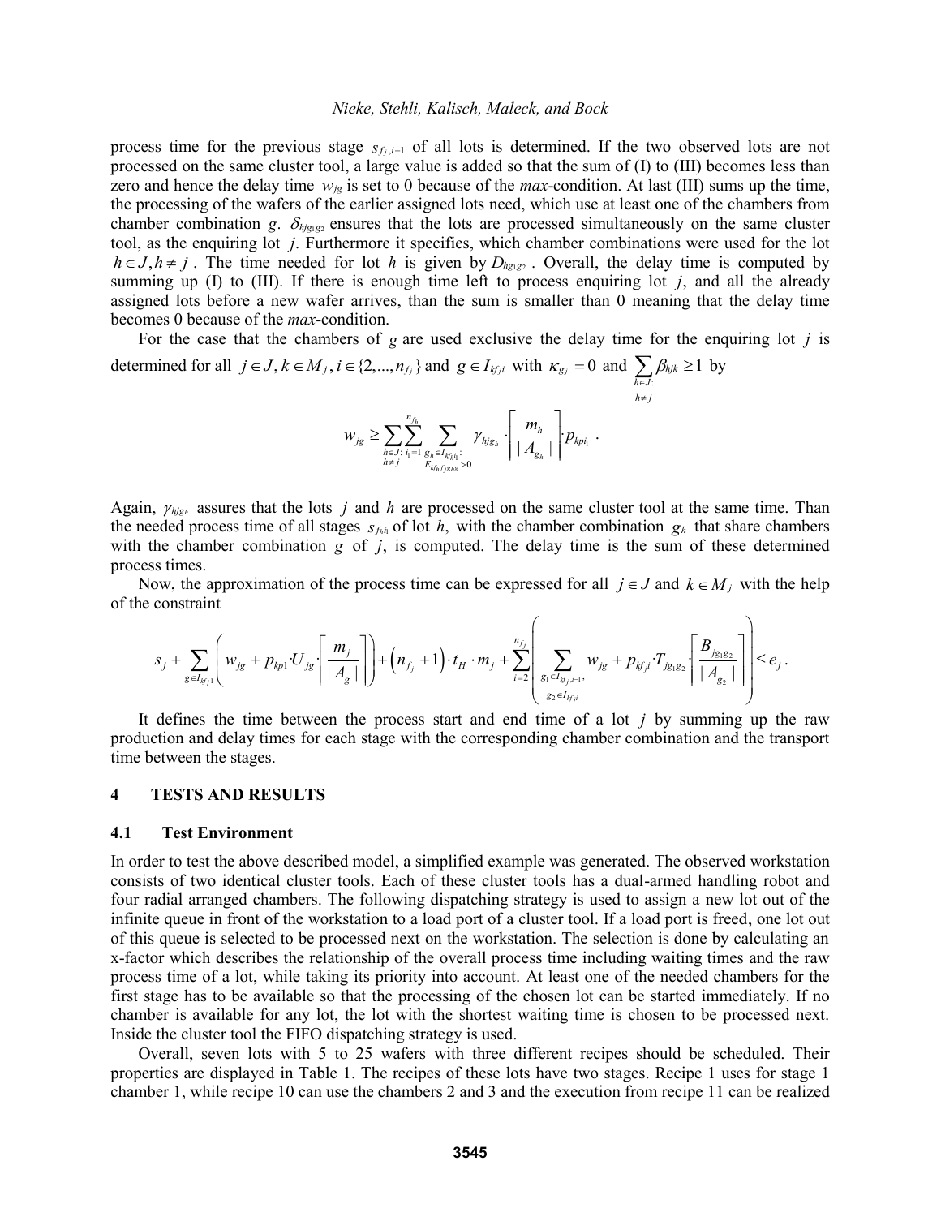process time for the previous stage $s_{f_j,i-1}$ of all lots is determined. If the two observed lots are not processed on the same cluster tool, a large value is added so that the sum of (I) to (III) becomes less than zero and hence the delay time $w_{jg}$ is set to 0 because of the *max*-condition. At last (III) sums up the time, the processing of the wafers of the earlier assigned lots need, which use at least one of the chambers from chamber combination $g$. $\delta_{hjg_1g_2}$ ensures that the lots are processed simultaneously on the same cluster tool, as the enquiring lot $j$. Furthermore it specifies, which chamber combinations were used for the lot $h \in J, h \neq j$. The time needed for lot $h$ is given by $D_{hg_1g_2}$. Overall, the delay time is computed by summing up (I) to (III). If there is enough time left to process enquiring lot $j$, and all the already assigned lots before a new wafer arrives, than the sum is smaller than 0 meaning that the delay time becomes 0 because of the *max*-condition.

For the case that the chambers of $g$ are used exclusive the delay time for the enquiring lot $j$ is determined for all $j \in J, k \in M_j, i \in \{2,...,n_{f_j}\}$ and $g \in I_{kf_ji}$ with $\kappa_{g_j} = 0$ and $\sum_{\substack{h \in J: \\ h \neq j}} \beta_{hjk} \geq 1$ by

$$w_{jg} \geq \sum_{\substack{h \in J: \\ h \neq j}} \sum_{i_1=1}^{n_{f_h}} \sum_{\substack{g_h \in I_{kf_h i_1}: \\ E_{kf_h f_j g_h g} > 0}} \gamma_{hjg_h} \cdot \left\lceil \frac{m_h}{|A_{g_h}|} \right\rceil \cdot p_{kpi_1} .$$

Again, $\gamma_{hjg_h}$ assures that the lots $j$ and $h$ are processed on the same cluster tool at the same time. Than the needed process time of all stages $s_{f_h i_1}$ of lot $h$, with the chamber combination $g_h$ that share chambers with the chamber combination $g$ of $j$, is computed. The delay time is the sum of these determined process times.

Now, the approximation of the process time can be expressed for all $j \in J$ and $k \in M_j$ with the help of the constraint

$$s_j + \sum_{g \in I_{kf_j1}} \left( w_{jg} + p_{kp1} \cdot U_{jg} \cdot \left\lceil \frac{m_j}{|A_g|} \right\rceil \right) + \left( n_{f_j} + 1 \right) \cdot t_H \cdot m_j + \sum_{i=2}^{n_{f_j}} \left( \sum_{\substack{g_1 \in I_{kf_j,i-1}, \\ g_2 \in I_{kf_ji}}} w_{jg} + p_{kf_ji} \cdot T_{jg_1g_2} \cdot \left\lceil \frac{B_{jg_1g_2}}{|A_{g_2}|} \right\rceil \right) \leq e_j .$$

It defines the time between the process start and end time of a lot $j$ by summing up the raw production and delay times for each stage with the corresponding chamber combination and the transport time between the stages.

## 4 TESTS AND RESULTS

### 4.1 Test Environment

In order to test the above described model, a simplified example was generated. The observed workstation consists of two identical cluster tools. Each of these cluster tools has a dual-armed handling robot and four radial arranged chambers. The following dispatching strategy is used to assign a new lot out of the infinite queue in front of the workstation to a load port of a cluster tool. If a load port is freed, one lot out of this queue is selected to be processed next on the workstation. The selection is done by calculating an x-factor which describes the relationship of the overall process time including waiting times and the raw process time of a lot, while taking its priority into account. At least one of the needed chambers for the first stage has to be available so that the processing of the chosen lot can be started immediately. If no chamber is available for any lot, the lot with the shortest waiting time is chosen to be processed next. Inside the cluster tool the FIFO dispatching strategy is used.

Overall, seven lots with 5 to 25 wafers with three different recipes should be scheduled. Their properties are displayed in Table 1. The recipes of these lots have two stages. Recipe 1 uses for stage 1 chamber 1, while recipe 10 can use the chambers 2 and 3 and the execution from recipe 11 can be realized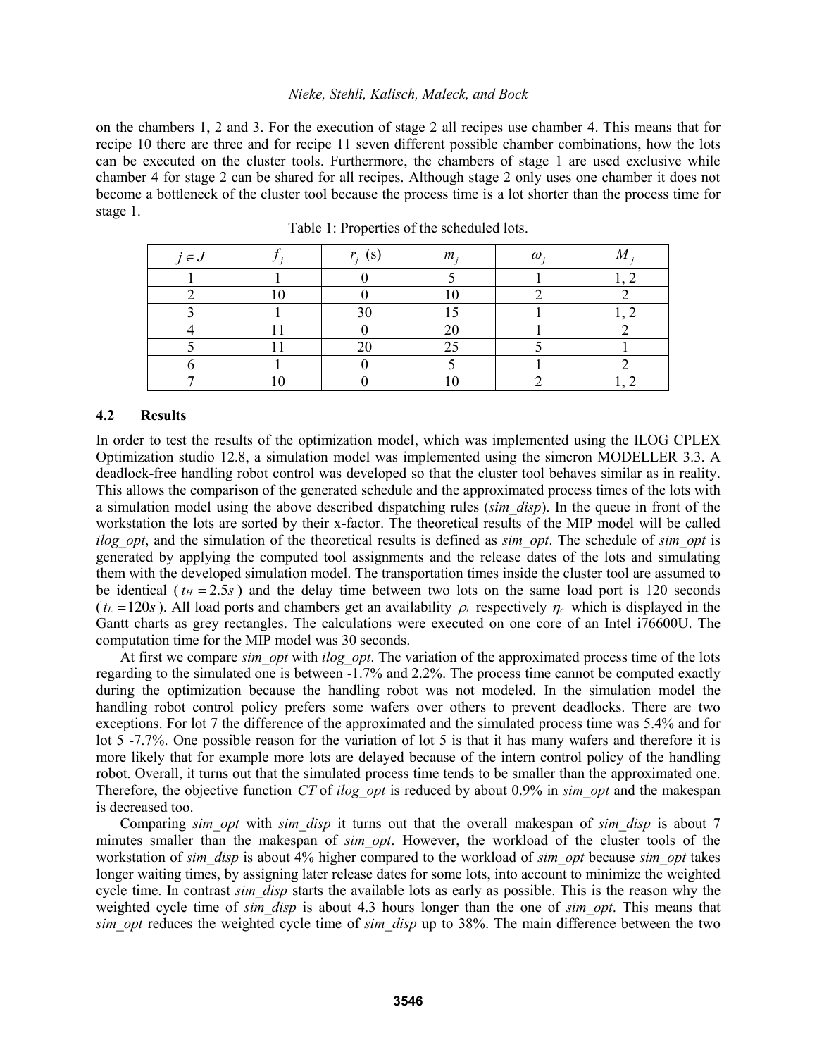on the chambers 1, 2 and 3. For the execution of stage 2 all recipes use chamber 4. This means that for recipe 10 there are three and for recipe 11 seven different possible chamber combinations, how the lots can be executed on the cluster tools. Furthermore, the chambers of stage 1 are used exclusive while chamber 4 for stage 2 can be shared for all recipes. Although stage 2 only uses one chamber it does not become a bottleneck of the cluster tool because the process time is a lot shorter than the process time for stage 1.

Table 1: Properties of the scheduled lots.

| $j \in J$ | $f_j$ | $r_j$ (s) | $m_j$ | $\omega_j$ | $M_j$ |
|---|---|---|---|---|---|
| 1 | 1 | 0 | 5 | 1 | 1, 2 |
| 2 | 10 | 0 | 10 | 2 | 2 |
| 3 | 1 | 30 | 15 | 1 | 1, 2 |
| 4 | 11 | 0 | 20 | 1 | 2 |
| 5 | 11 | 20 | 25 | 5 | 1 |
| 6 | 1 | 0 | 5 | 1 | 2 |
| 7 | 10 | 0 | 10 | 2 | 1, 2 |

### 4.2 Results

In order to test the results of the optimization model, which was implemented using the ILOG CPLEX Optimization studio 12.8, a simulation model was implemented using the simcron MODELLER 3.3. A deadlock-free handling robot control was developed so that the cluster tool behaves similar as in reality. This allows the comparison of the generated schedule and the approximated process times of the lots with a simulation model using the above described dispatching rules (*sim_disp*). In the queue in front of the workstation the lots are sorted by their x-factor. The theoretical results of the MIP model will be called *ilog_opt*, and the simulation of the theoretical results is defined as *sim_opt*. The schedule of *sim_opt* is generated by applying the computed tool assignments and the release dates of the lots and simulating them with the developed simulation model. The transportation times inside the cluster tool are assumed to be identical ($t_H = 2.5s$) and the delay time between two lots on the same load port is 120 seconds ($t_L = 120s$). All load ports and chambers get an availability $\rho_l$ respectively $\eta_c$ which is displayed in the Gantt charts as grey rectangles. The calculations were executed on one core of an Intel i76600U. The computation time for the MIP model was 30 seconds.

At first we compare *sim_opt* with *ilog_opt*. The variation of the approximated process time of the lots regarding to the simulated one is between -1.7% and 2.2%. The process time cannot be computed exactly during the optimization because the handling robot was not modeled. In the simulation model the handling robot control policy prefers some wafers over others to prevent deadlocks. There are two exceptions. For lot 7 the difference of the approximated and the simulated process time was 5.4% and for lot 5 -7.7%. One possible reason for the variation of lot 5 is that it has many wafers and therefore it is more likely that for example more lots are delayed because of the intern control policy of the handling robot. Overall, it turns out that the simulated process time tends to be smaller than the approximated one. Therefore, the objective function *CT* of *ilog_opt* is reduced by about 0.9% in *sim_opt* and the makespan is decreased too.

Comparing *sim_opt* with *sim_disp* it turns out that the overall makespan of *sim_disp* is about 7 minutes smaller than the makespan of *sim_opt*. However, the workload of the cluster tools of the workstation of *sim_disp* is about 4% higher compared to the workload of *sim_opt* because *sim_opt* takes longer waiting times, by assigning later release dates for some lots, into account to minimize the weighted cycle time. In contrast *sim_disp* starts the available lots as early as possible. This is the reason why the weighted cycle time of *sim_disp* is about 4.3 hours longer than the one of *sim_opt*. This means that *sim_opt* reduces the weighted cycle time of *sim_disp* up to 38%. The main difference between the two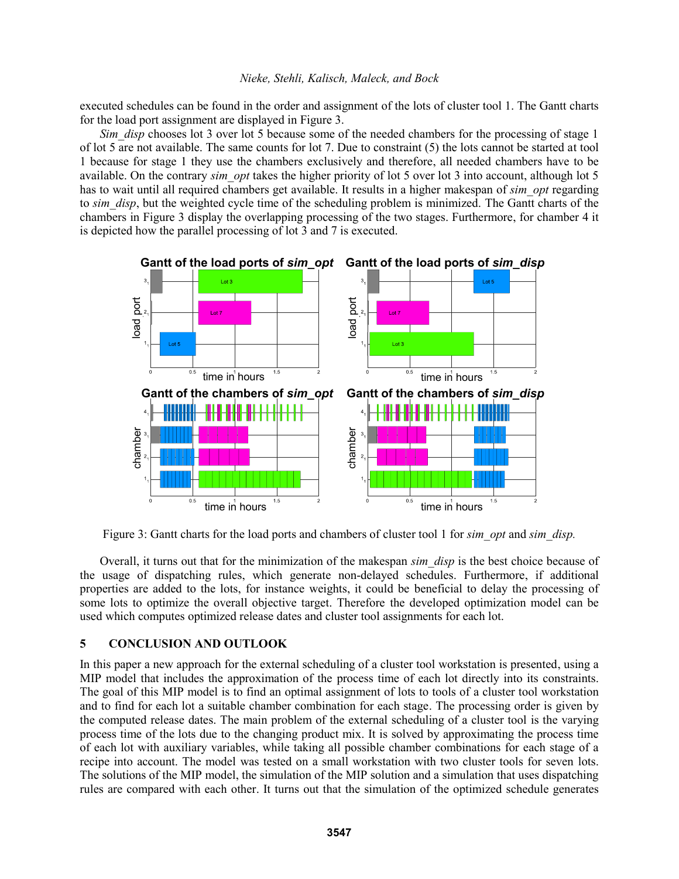executed schedules can be found in the order and assignment of the lots of cluster tool 1. The Gantt charts for the load port assignment are displayed in Figure 3.

*Sim_disp* chooses lot 3 over lot 5 because some of the needed chambers for the processing of stage 1 of lot 5 are not available. The same counts for lot 7. Due to constraint (5) the lots cannot be started at tool 1 because for stage 1 they use the chambers exclusively and therefore, all needed chambers have to be available. On the contrary *sim_opt* takes the higher priority of lot 5 over lot 3 into account, although lot 5 has to wait until all required chambers get available. It results in a higher makespan of *sim_opt* regarding to *sim_disp*, but the weighted cycle time of the scheduling problem is minimized. The Gantt charts of the chambers in Figure 3 display the overlapping processing of the two stages. Furthermore, for chamber 4 it is depicted how the parallel processing of lot 3 and 7 is executed.

Figure 3: Gantt charts for the load ports and chambers of cluster tool 1 for *sim_opt* and *sim_disp.*

Overall, it turns out that for the minimization of the makespan *sim_disp* is the best choice because of the usage of dispatching rules, which generate non-delayed schedules. Furthermore, if additional properties are added to the lots, for instance weights, it could be beneficial to delay the processing of some lots to optimize the overall objective target. Therefore the developed optimization model can be used which computes optimized release dates and cluster tool assignments for each lot.

## 5 CONCLUSION AND OUTLOOK

In this paper a new approach for the external scheduling of a cluster tool workstation is presented, using a MIP model that includes the approximation of the process time of each lot directly into its constraints. The goal of this MIP model is to find an optimal assignment of lots to tools of a cluster tool workstation and to find for each lot a suitable chamber combination for each stage. The processing order is given by the computed release dates. The main problem of the external scheduling of a cluster tool is the varying process time of the lots due to the changing product mix. It is solved by approximating the process time of each lot with auxiliary variables, while taking all possible chamber combinations for each stage of a recipe into account. The model was tested on a small workstation with two cluster tools for seven lots. The solutions of the MIP model, the simulation of the MIP solution and a simulation that uses dispatching rules are compared with each other. It turns out that the simulation of the optimized schedule generates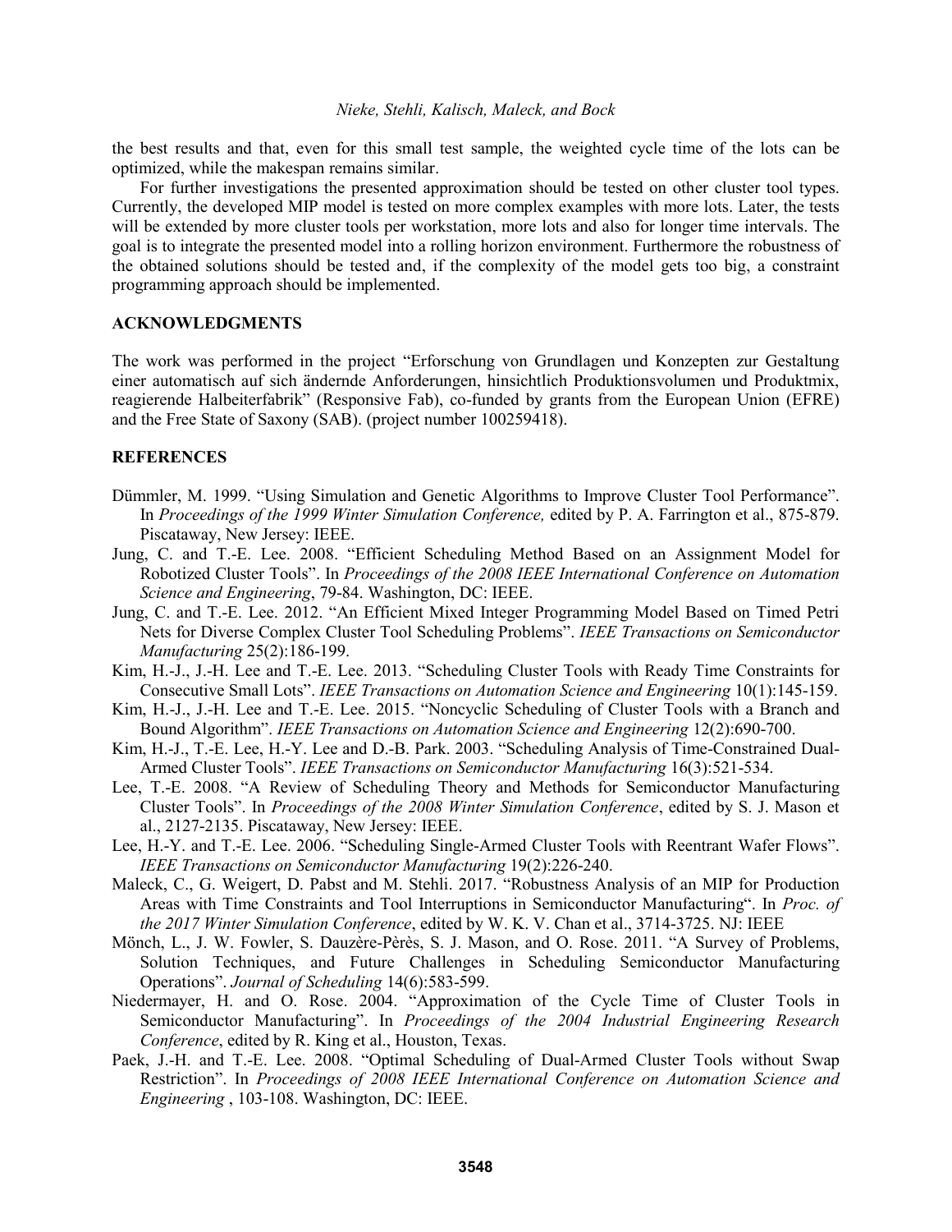the best results and that, even for this small test sample, the weighted cycle time of the lots can be optimized, while the makespan remains similar.

For further investigations the presented approximation should be tested on other cluster tool types. Currently, the developed MIP model is tested on more complex examples with more lots. Later, the tests will be extended by more cluster tools per workstation, more lots and also for longer time intervals. The goal is to integrate the presented model into a rolling horizon environment. Furthermore the robustness of the obtained solutions should be tested and, if the complexity of the model gets too big, a constraint programming approach should be implemented.

## ACKNOWLEDGMENTS

The work was performed in the project "Erforschung von Grundlagen und Konzepten zur Gestaltung einer automatisch auf sich ändernde Anforderungen, hinsichtlich Produktionsvolumen und Produktmix, reagierende Halbeiterfabrik" (Responsive Fab), co-funded by grants from the European Union (EFRE) and the Free State of Saxony (SAB). (project number 100259418).

## REFERENCES

Dümmler, M. 1999. "Using Simulation and Genetic Algorithms to Improve Cluster Tool Performance". In *Proceedings of the 1999 Winter Simulation Conference,* edited by P. A. Farrington et al., 875-879. Piscataway, New Jersey: IEEE.

Jung, C. and T.-E. Lee. 2008. "Efficient Scheduling Method Based on an Assignment Model for Robotized Cluster Tools". In *Proceedings of the 2008 IEEE International Conference on Automation Science and Engineering*, 79-84. Washington, DC: IEEE.

Jung, C. and T.-E. Lee. 2012. "An Efficient Mixed Integer Programming Model Based on Timed Petri Nets for Diverse Complex Cluster Tool Scheduling Problems". *IEEE Transactions on Semiconductor Manufacturing* 25(2):186-199.

Kim, H.-J., J.-H. Lee and T.-E. Lee. 2013. "Scheduling Cluster Tools with Ready Time Constraints for Consecutive Small Lots". *IEEE Transactions on Automation Science and Engineering* 10(1):145-159.

Kim, H.-J., J.-H. Lee and T.-E. Lee. 2015. "Noncyclic Scheduling of Cluster Tools with a Branch and Bound Algorithm". *IEEE Transactions on Automation Science and Engineering* 12(2):690-700.

Kim, H.-J., T.-E. Lee, H.-Y. Lee and D.-B. Park. 2003. "Scheduling Analysis of Time-Constrained Dual-Armed Cluster Tools". *IEEE Transactions on Semiconductor Manufacturing* 16(3):521-534.

Lee, T.-E. 2008. "A Review of Scheduling Theory and Methods for Semiconductor Manufacturing Cluster Tools". In *Proceedings of the 2008 Winter Simulation Conference*, edited by S. J. Mason et al., 2127-2135. Piscataway, New Jersey: IEEE.

Lee, H.-Y. and T.-E. Lee. 2006. "Scheduling Single-Armed Cluster Tools with Reentrant Wafer Flows". *IEEE Transactions on Semiconductor Manufacturing* 19(2):226-240.

Maleck, C., G. Weigert, D. Pabst and M. Stehli. 2017. "Robustness Analysis of an MIP for Production Areas with Time Constraints and Tool Interruptions in Semiconductor Manufacturing". In *Proc. of the 2017 Winter Simulation Conference*, edited by W. K. V. Chan et al., 3714-3725. NJ: IEEE

Mönch, L., J. W. Fowler, S. Dauzère-Pèrès, S. J. Mason, and O. Rose. 2011. "A Survey of Problems, Solution Techniques, and Future Challenges in Scheduling Semiconductor Manufacturing Operations". *Journal of Scheduling* 14(6):583-599.

Niedermayer, H. and O. Rose. 2004. "Approximation of the Cycle Time of Cluster Tools in Semiconductor Manufacturing". In *Proceedings of the 2004 Industrial Engineering Research Conference*, edited by R. King et al., Houston, Texas.

Paek, J.-H. and T.-E. Lee. 2008. "Optimal Scheduling of Dual-Armed Cluster Tools without Swap Restriction". In *Proceedings of 2008 IEEE International Conference on Automation Science and Engineering* , 103-108. Washington, DC: IEEE.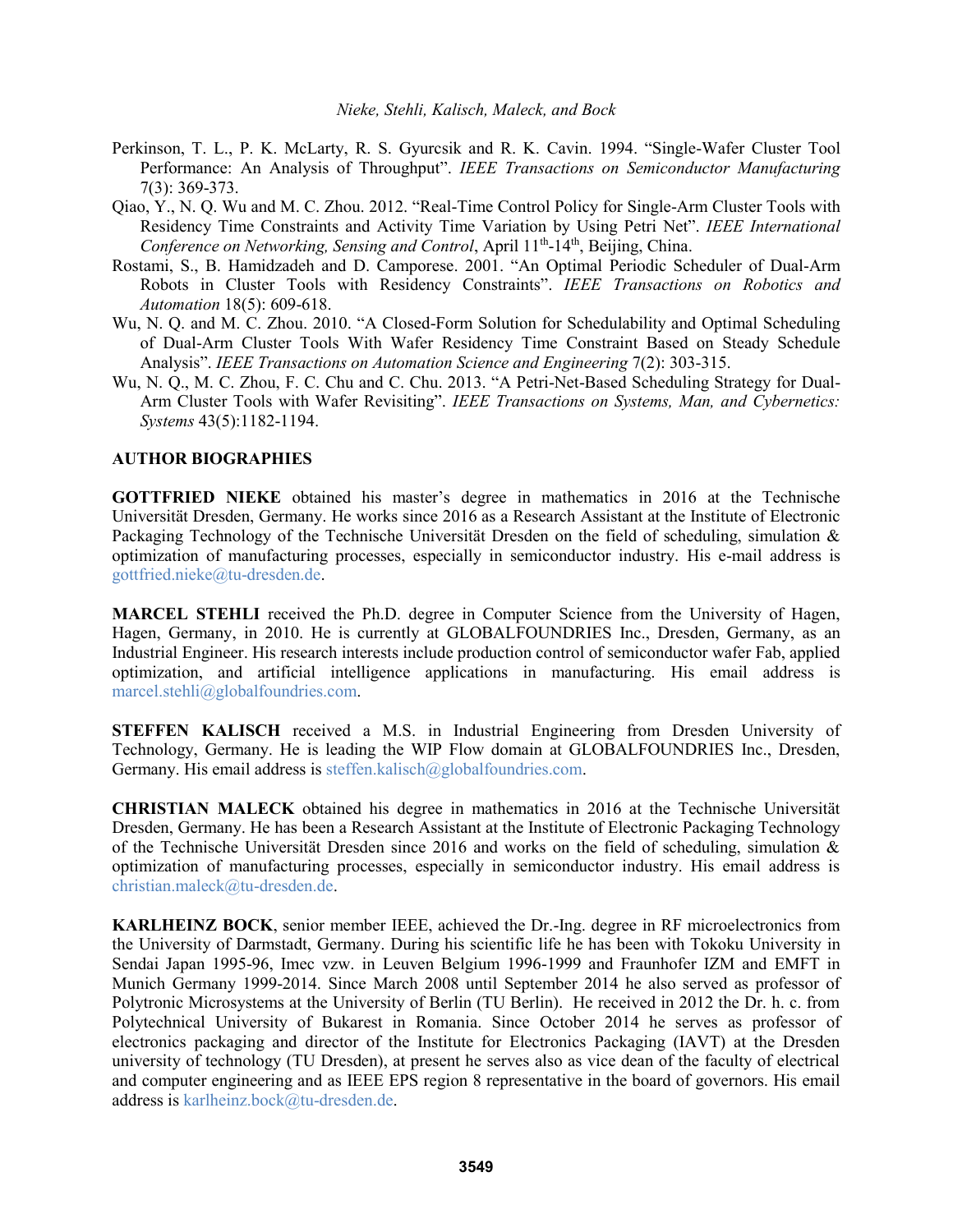Perkinson, T. L., P. K. McLarty, R. S. Gyurcsik and R. K. Cavin. 1994. "Single-Wafer Cluster Tool Performance: An Analysis of Throughput". *IEEE Transactions on Semiconductor Manufacturing* 7(3): 369-373.

Qiao, Y., N. Q. Wu and M. C. Zhou. 2012. "Real-Time Control Policy for Single-Arm Cluster Tools with Residency Time Constraints and Activity Time Variation by Using Petri Net". *IEEE International Conference on Networking, Sensing and Control*, April 11th-14th, Beijing, China.

Rostami, S., B. Hamidzadeh and D. Camporese. 2001. "An Optimal Periodic Scheduler of Dual-Arm Robots in Cluster Tools with Residency Constraints". *IEEE Transactions on Robotics and Automation* 18(5): 609-618.

Wu, N. Q. and M. C. Zhou. 2010. "A Closed-Form Solution for Schedulability and Optimal Scheduling of Dual-Arm Cluster Tools With Wafer Residency Time Constraint Based on Steady Schedule Analysis". *IEEE Transactions on Automation Science and Engineering* 7(2): 303-315.

Wu, N. Q., M. C. Zhou, F. C. Chu and C. Chu. 2013. "A Petri-Net-Based Scheduling Strategy for Dual-Arm Cluster Tools with Wafer Revisiting". *IEEE Transactions on Systems, Man, and Cybernetics: Systems* 43(5):1182-1194.

## AUTHOR BIOGRAPHIES

**GOTTFRIED NIEKE** obtained his master's degree in mathematics in 2016 at the Technische Universität Dresden, Germany. He works since 2016 as a Research Assistant at the Institute of Electronic Packaging Technology of the Technische Universität Dresden on the field of scheduling, simulation & optimization of manufacturing processes, especially in semiconductor industry. His e-mail address is gottfried.nieke@tu-dresden.de.

**MARCEL STEHLI** received the Ph.D. degree in Computer Science from the University of Hagen, Hagen, Germany, in 2010. He is currently at GLOBALFOUNDRIES Inc., Dresden, Germany, as an Industrial Engineer. His research interests include production control of semiconductor wafer Fab, applied optimization, and artificial intelligence applications in manufacturing. His email address is marcel.stehli@globalfoundries.com.

**STEFFEN KALISCH** received a M.S. in Industrial Engineering from Dresden University of Technology, Germany. He is leading the WIP Flow domain at GLOBALFOUNDRIES Inc., Dresden, Germany. His email address is steffen.kalisch@globalfoundries.com.

**CHRISTIAN MALECK** obtained his degree in mathematics in 2016 at the Technische Universität Dresden, Germany. He has been a Research Assistant at the Institute of Electronic Packaging Technology of the Technische Universität Dresden since 2016 and works on the field of scheduling, simulation & optimization of manufacturing processes, especially in semiconductor industry. His email address is christian.maleck@tu-dresden.de.

**KARLHEINZ BOCK**, senior member IEEE, achieved the Dr.-Ing. degree in RF microelectronics from the University of Darmstadt, Germany. During his scientific life he has been with Tokoku University in Sendai Japan 1995-96, Imec vzw. in Leuven Belgium 1996-1999 and Fraunhofer IZM and EMFT in Munich Germany 1999-2014. Since March 2008 until September 2014 he also served as professor of Polytronic Microsystems at the University of Berlin (TU Berlin). He received in 2012 the Dr. h. c. from Polytechnical University of Bukarest in Romania. Since October 2014 he serves as professor of electronics packaging and director of the Institute for Electronics Packaging (IAVT) at the Dresden university of technology (TU Dresden), at present he serves also as vice dean of the faculty of electrical and computer engineering and as IEEE EPS region 8 representative in the board of governors. His email address is karlheinz.bock@tu-dresden.de.